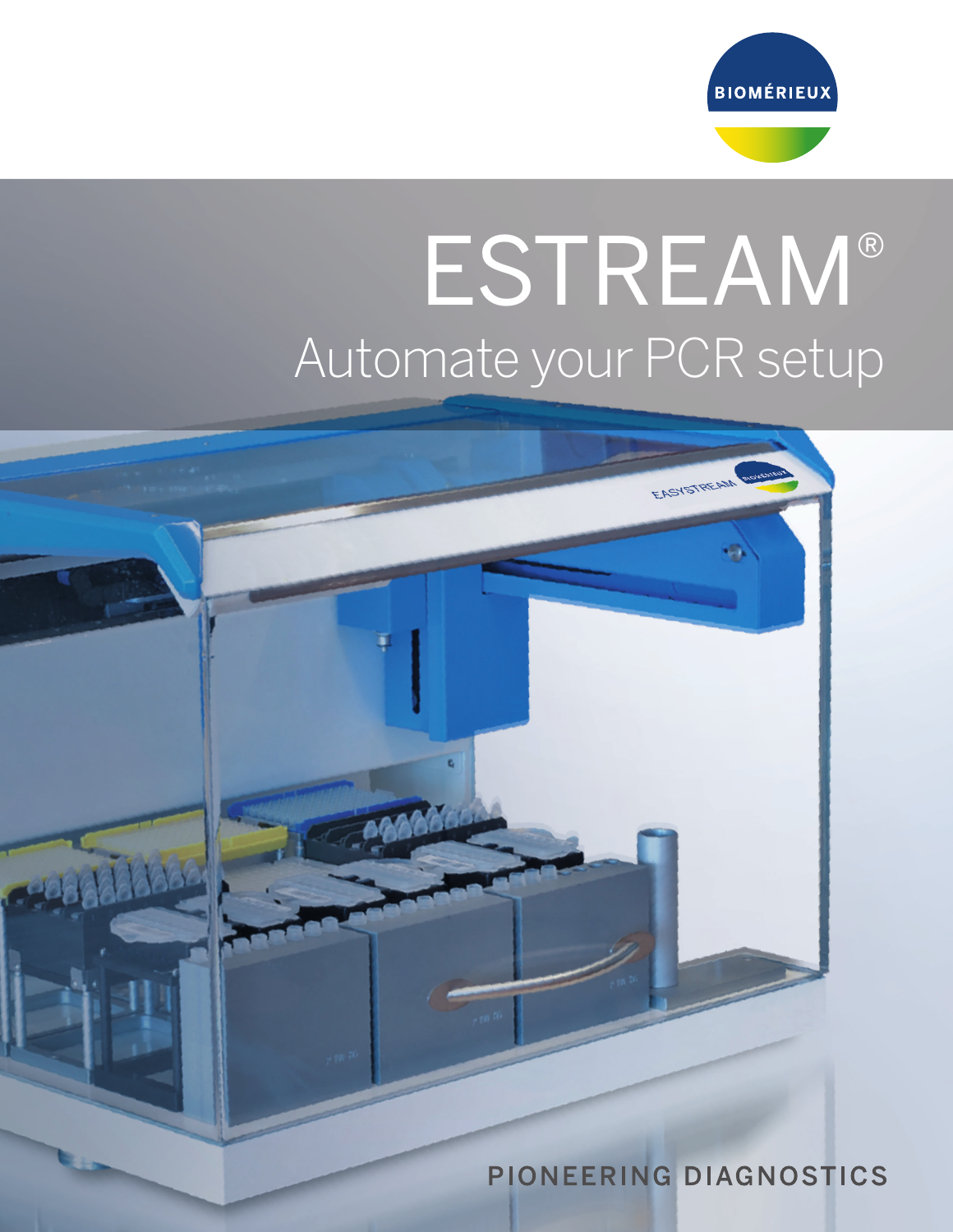BIOMÉRIEUX

# ESTREAM®

## Automate your PCR setup

PIONEERING DIAGNOSTICS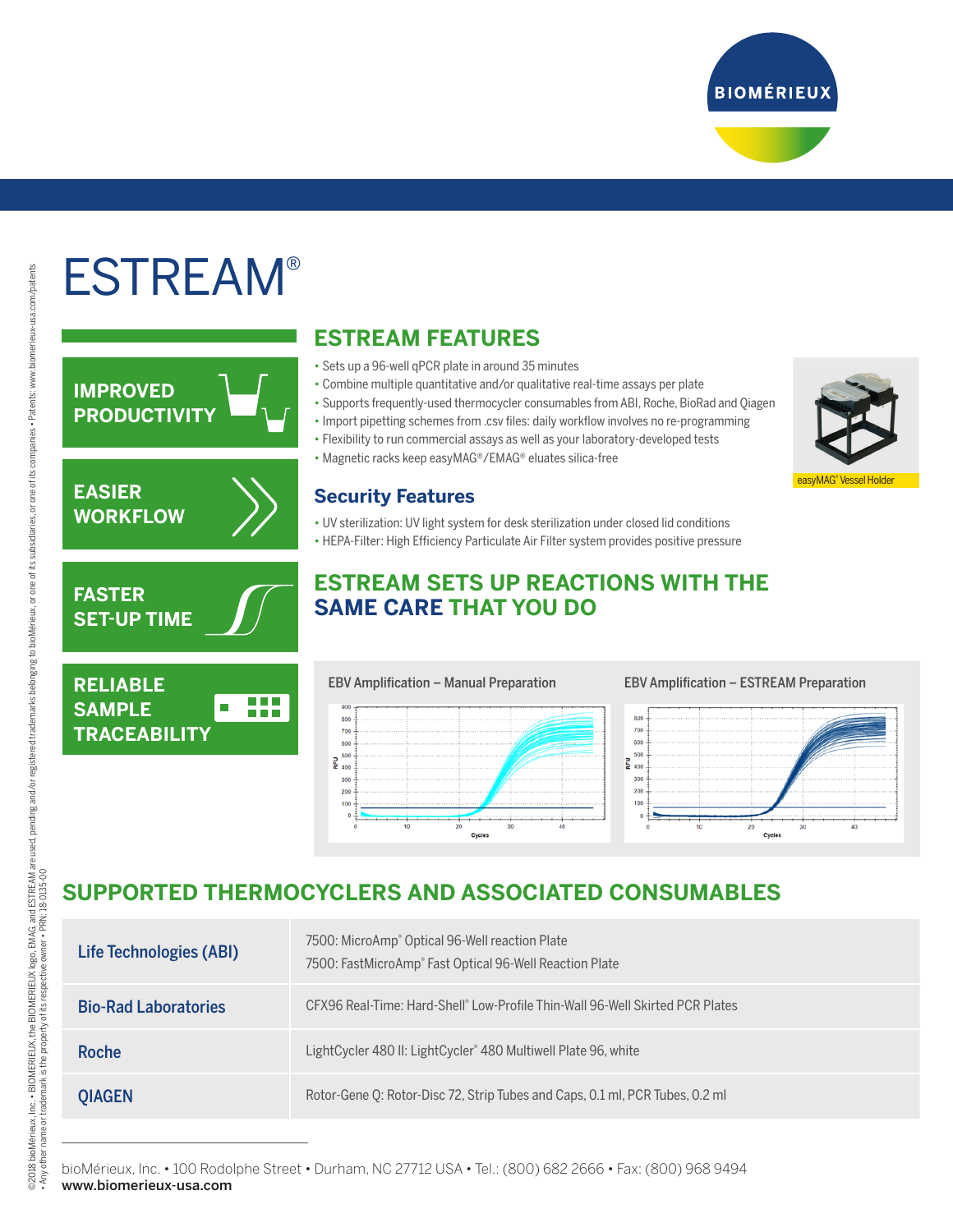# ESTREAM®

**IMPROVED PRODUCTIVITY**

**EASIER WORKFLOW**

**FASTER SET-UP TIME**

**RELIABLE SAMPLE TRACEABILITY**

## ESTREAM FEATURES

- Sets up a 96-well qPCR plate in around 35 minutes
- Combine multiple quantitative and/or qualitative real-time assays per plate
- Supports frequently-used thermocycler consumables from ABI, Roche, BioRad and Qiagen
- Import pipetting schemes from .csv files: daily workflow involves no re-programming
- Flexibility to run commercial assays as well as your laboratory-developed tests
- Magnetic racks keep easyMAG®/EMAG® eluates silica-free

easyMAG® Vessel Holder

### Security Features

- UV sterilization: UV light system for desk sterilization under closed lid conditions
- HEPA-Filter: High Efficiency Particulate Air Filter system provides positive pressure

## ESTREAM SETS UP REACTIONS WITH THE SAME CARE THAT YOU DO

EBV Amplification – Manual Preparation

RFU
900
800
700
600
500
400
300
200
100
0
0
10
20
30
40
Cycles

EBV Amplification – ESTREAM Preparation

RFU
800
700
600
500
400
300
200
100
0
0
10
20
30
40
Cycles

## SUPPORTED THERMOCYCLERS AND ASSOCIATED CONSUMABLES

| | |
|---|---|
| Life Technologies (ABI) | 7500: MicroAmp® Optical 96-Well reaction Plate<br>7500: FastMicroAmp® Fast Optical 96-Well Reaction Plate |
| Bio-Rad Laboratories | CFX96 Real-Time: Hard-Shell® Low-Profile Thin-Wall 96-Well Skirted PCR Plates |
| Roche | LightCycler 480 II: LightCycler® 480 Multiwell Plate 96, white |
| QIAGEN | Rotor-Gene Q: Rotor-Disc 72, Strip Tubes and Caps, 0.1 ml, PCR Tubes, 0.2 ml |

©2018 bioMérieux, Inc. • BIOMERIEUX, the BIOMERIEUX logo, EMAG, and ESTREAM are used, pending and/or registered trademarks belonging to bioMérieux, or one of its subsidiaries, or one of its companies • Patents: www.biomerieux-usa.com/patents • Any other name or trademark is the property of its respective owner • PRN 18-0135-00

bioMérieux, Inc. • 100 Rodolphe Street • Durham, NC 27712 USA • Tel.: (800) 682 2666 • Fax: (800) 968 9494
**www.biomerieux-usa.com**